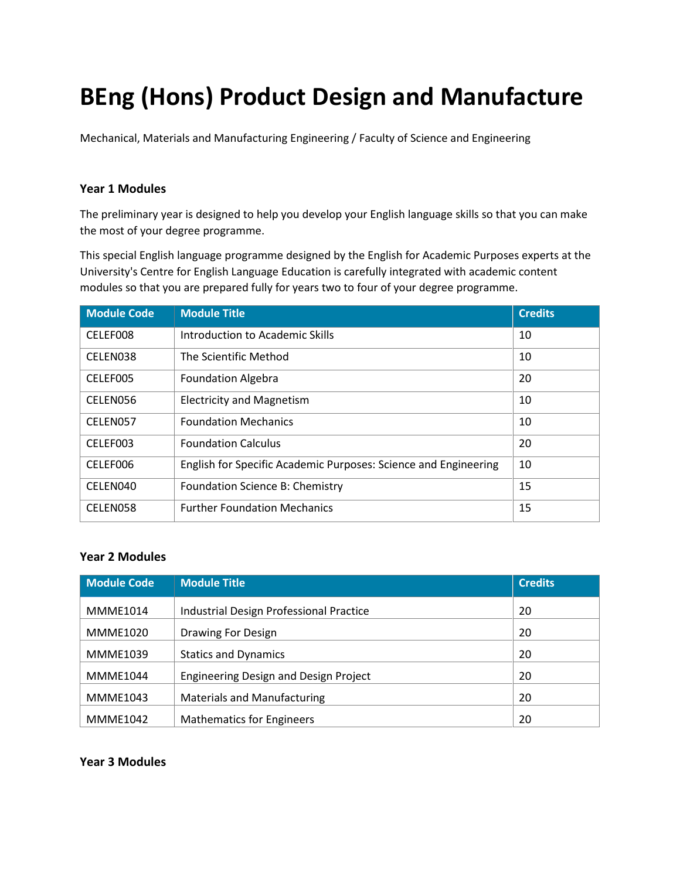# BEng (Hons) Product Design and Manufacture

Mechanical, Materials and Manufacturing Engineering / Faculty of Science and Engineering

### Year 1 Modules

The preliminary year is designed to help you develop your English language skills so that you can make the most of your degree programme.

This special English language programme designed by the English for Academic Purposes experts at the University's Centre for English Language Education is carefully integrated with academic content modules so that you are prepared fully for years two to four of your degree programme.

| Module Code | Module Title | Credits |
|---|---|---|
| CELEF008 | Introduction to Academic Skills | 10 |
| CELEN038 | The Scientific Method | 10 |
| CELEF005 | Foundation Algebra | 20 |
| CELEN056 | Electricity and Magnetism | 10 |
| CELEN057 | Foundation Mechanics | 10 |
| CELEF003 | Foundation Calculus | 20 |
| CELEF006 | English for Specific Academic Purposes: Science and Engineering | 10 |
| CELEN040 | Foundation Science B: Chemistry | 15 |
| CELEN058 | Further Foundation Mechanics | 15 |

### Year 2 Modules

| Module Code | Module Title | Credits |
|---|---|---|
| MMME1014 | Industrial Design Professional Practice | 20 |
| MMME1020 | Drawing For Design | 20 |
| MMME1039 | Statics and Dynamics | 20 |
| MMME1044 | Engineering Design and Design Project | 20 |
| MMME1043 | Materials and Manufacturing | 20 |
| MMME1042 | Mathematics for Engineers | 20 |

### Year 3 Modules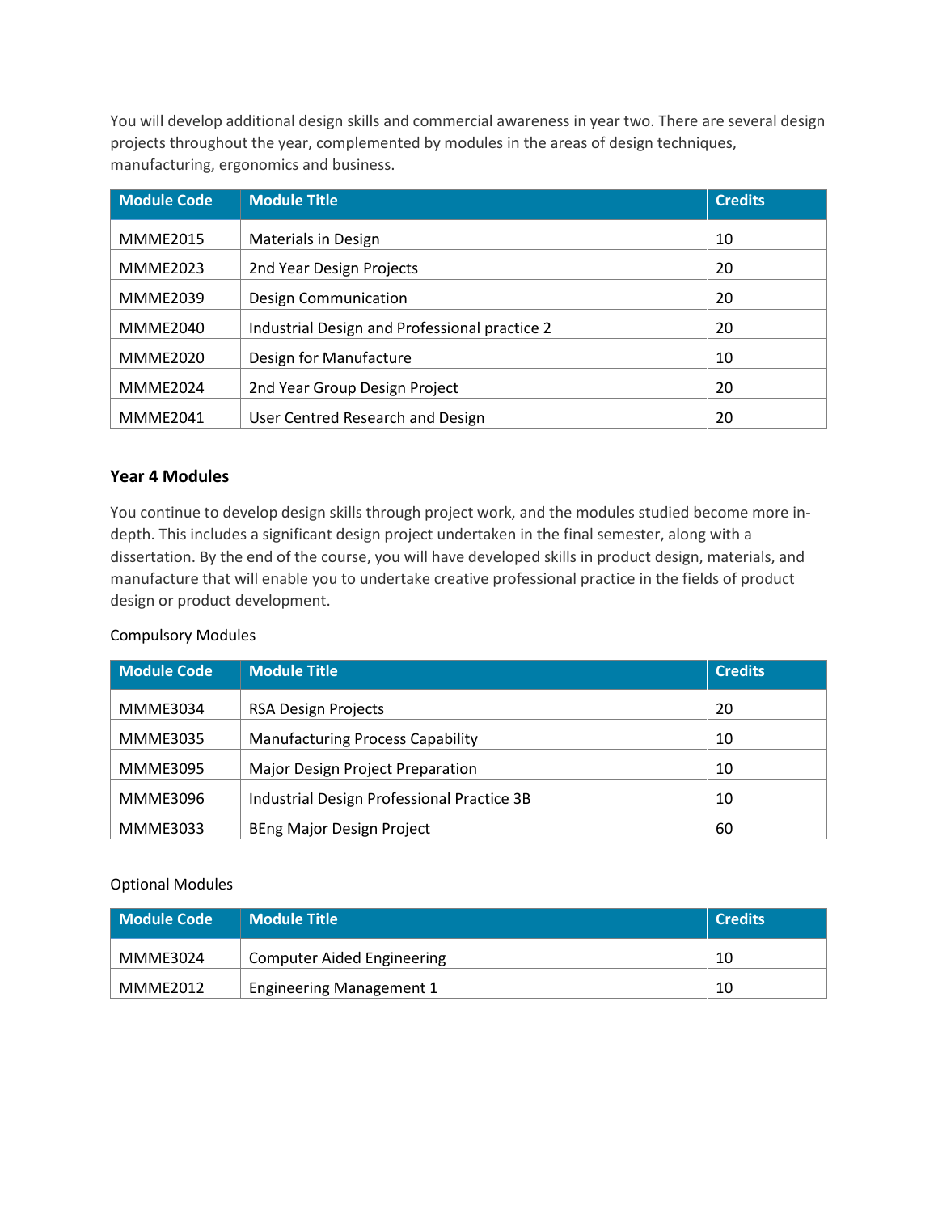You will develop additional design skills and commercial awareness in year two. There are several design projects throughout the year, complemented by modules in the areas of design techniques, manufacturing, ergonomics and business.

| Module Code | Module Title | Credits |
|---|---|---|
| MMME2015 | Materials in Design | 10 |
| MMME2023 | 2nd Year Design Projects | 20 |
| MMME2039 | Design Communication | 20 |
| MMME2040 | Industrial Design and Professional practice 2 | 20 |
| MMME2020 | Design for Manufacture | 10 |
| MMME2024 | 2nd Year Group Design Project | 20 |
| MMME2041 | User Centred Research and Design | 20 |

### Year 4 Modules

You continue to develop design skills through project work, and the modules studied become more in-depth. This includes a significant design project undertaken in the final semester, along with a dissertation. By the end of the course, you will have developed skills in product design, materials, and manufacture that will enable you to undertake creative professional practice in the fields of product design or product development.

Compulsory Modules

| Module Code | Module Title | Credits |
|---|---|---|
| MMME3034 | RSA Design Projects | 20 |
| MMME3035 | Manufacturing Process Capability | 10 |
| MMME3095 | Major Design Project Preparation | 10 |
| MMME3096 | Industrial Design Professional Practice 3B | 10 |
| MMME3033 | BEng Major Design Project | 60 |

Optional Modules

| Module Code | Module Title | Credits |
|---|---|---|
| MMME3024 | Computer Aided Engineering | 10 |
| MMME2012 | Engineering Management 1 | 10 |